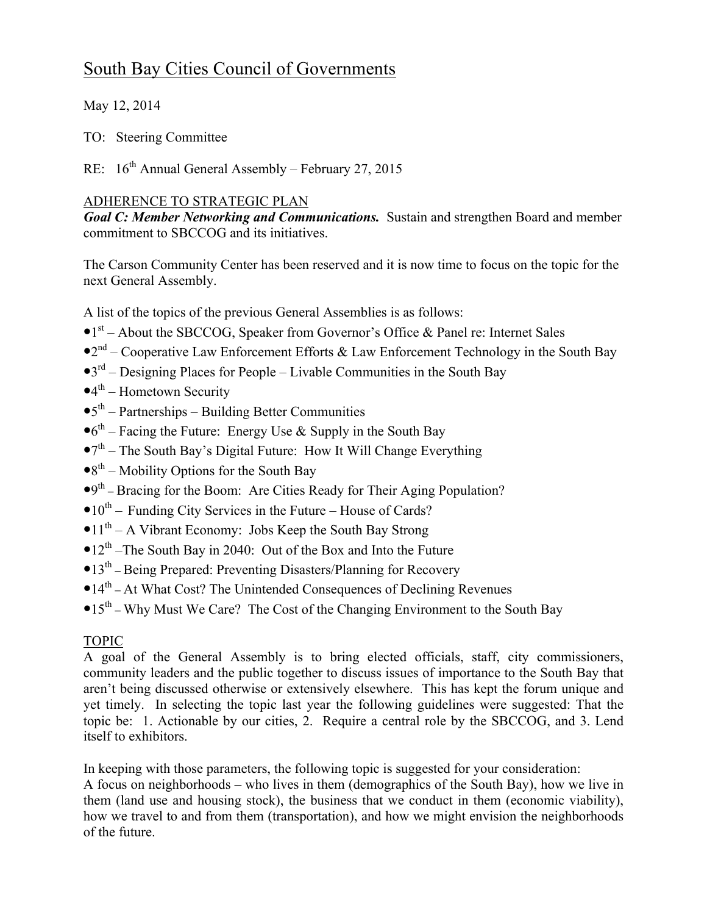# South Bay Cities Council of Governments

May 12, 2014

TO: Steering Committee

RE: 16th Annual General Assembly – February 27, 2015

## ADHERENCE TO STRATEGIC PLAN

***Goal C: Member Networking and Communications.*** Sustain and strengthen Board and member commitment to SBCCOG and its initiatives.

The Carson Community Center has been reserved and it is now time to focus on the topic for the next General Assembly.

A list of the topics of the previous General Assemblies is as follows:

- 1st – About the SBCCOG, Speaker from Governor's Office & Panel re: Internet Sales
- 2nd – Cooperative Law Enforcement Efforts & Law Enforcement Technology in the South Bay
- 3rd – Designing Places for People – Livable Communities in the South Bay
- 4th – Hometown Security
- 5th – Partnerships – Building Better Communities
- 6th – Facing the Future: Energy Use & Supply in the South Bay
- 7th – The South Bay's Digital Future: How It Will Change Everything
- 8th – Mobility Options for the South Bay
- 9th – Bracing for the Boom: Are Cities Ready for Their Aging Population?
- 10th – Funding City Services in the Future – House of Cards?
- 11th – A Vibrant Economy: Jobs Keep the South Bay Strong
- 12th – The South Bay in 2040: Out of the Box and Into the Future
- 13th – Being Prepared: Preventing Disasters/Planning for Recovery
- 14th – At What Cost? The Unintended Consequences of Declining Revenues
- 15th – Why Must We Care? The Cost of the Changing Environment to the South Bay

## TOPIC

A goal of the General Assembly is to bring elected officials, staff, city commissioners, community leaders and the public together to discuss issues of importance to the South Bay that aren't being discussed otherwise or extensively elsewhere. This has kept the forum unique and yet timely. In selecting the topic last year the following guidelines were suggested: That the topic be: 1. Actionable by our cities, 2. Require a central role by the SBCCOG, and 3. Lend itself to exhibitors.

In keeping with those parameters, the following topic is suggested for your consideration:
A focus on neighborhoods – who lives in them (demographics of the South Bay), how we live in them (land use and housing stock), the business that we conduct in them (economic viability), how we travel to and from them (transportation), and how we might envision the neighborhoods of the future.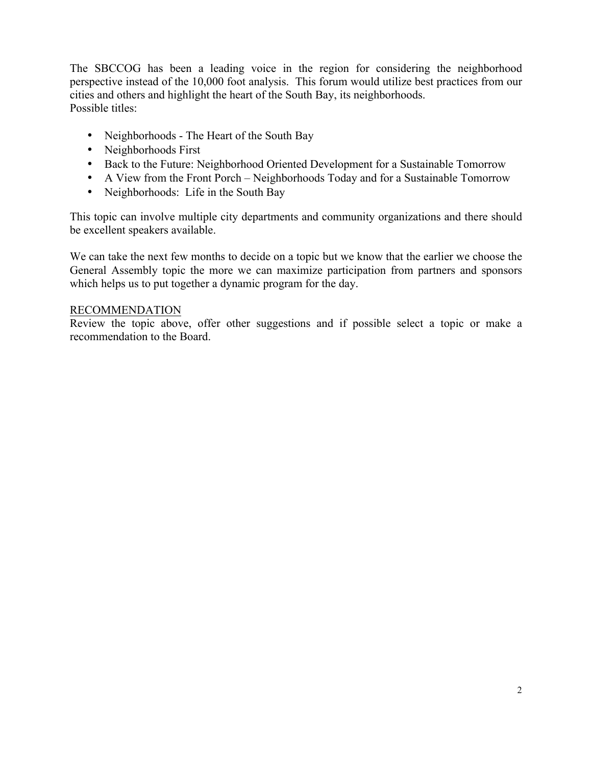The SBCCOG has been a leading voice in the region for considering the neighborhood perspective instead of the 10,000 foot analysis. This forum would utilize best practices from our cities and others and highlight the heart of the South Bay, its neighborhoods.
Possible titles:

- Neighborhoods - The Heart of the South Bay
- Neighborhoods First
- Back to the Future: Neighborhood Oriented Development for a Sustainable Tomorrow
- A View from the Front Porch – Neighborhoods Today and for a Sustainable Tomorrow
- Neighborhoods: Life in the South Bay

This topic can involve multiple city departments and community organizations and there should be excellent speakers available.

We can take the next few months to decide on a topic but we know that the earlier we choose the General Assembly topic the more we can maximize participation from partners and sponsors which helps us to put together a dynamic program for the day.

RECOMMENDATION

Review the topic above, offer other suggestions and if possible select a topic or make a recommendation to the Board.